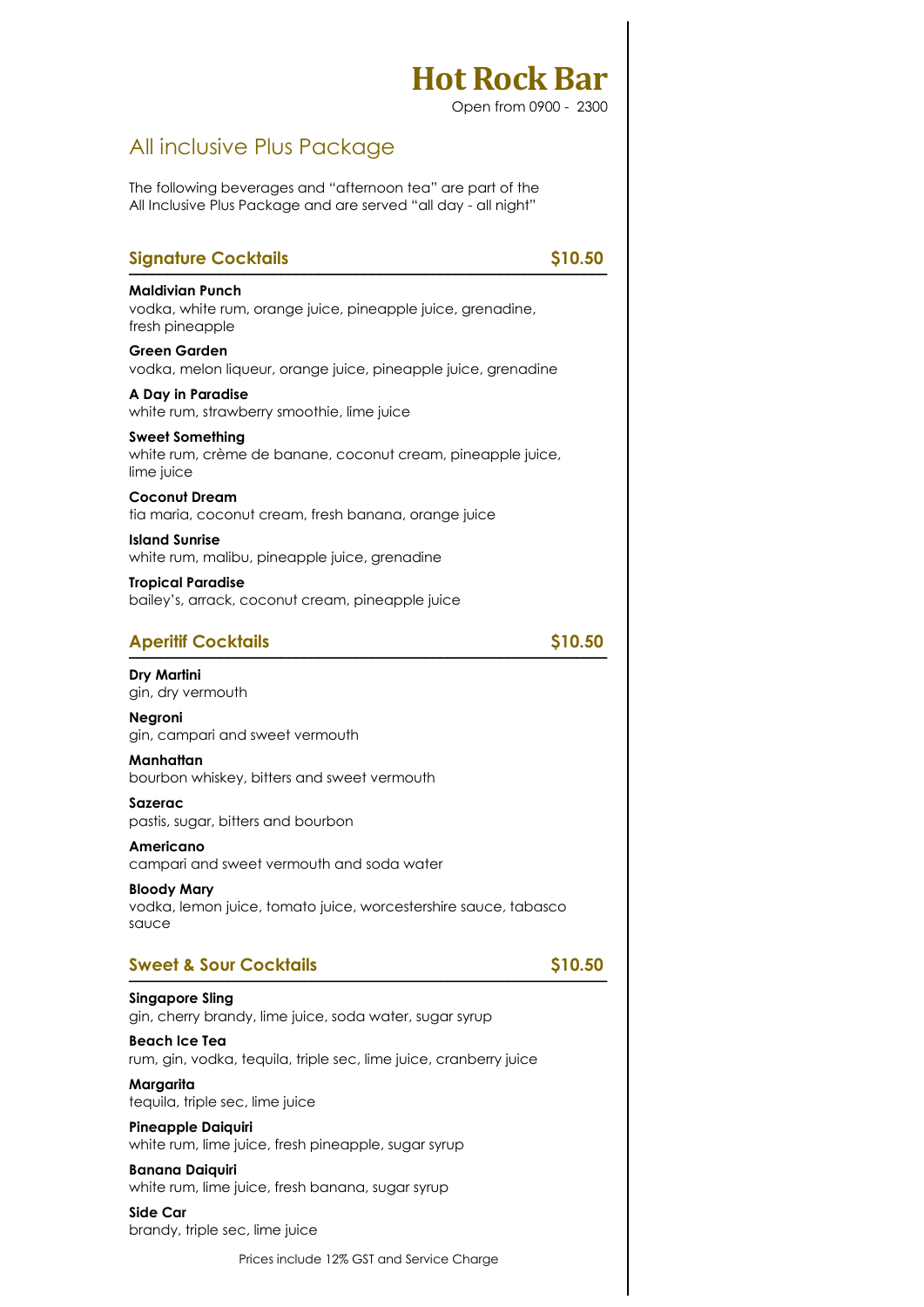# Hot Rock Bar

Open from 0900 - 2300

## All inclusive Plus Package

The following beverages and "afternoon tea" are part of the All Inclusive Plus Package and are served "all day - all night"

### Signature Cocktails — $10.50

**Maldivian Punch**
vodka, white rum, orange juice, pineapple juice, grenadine, fresh pineapple

**Green Garden**
vodka, melon liqueur, orange juice, pineapple juice, grenadine

**A Day in Paradise**
white rum, strawberry smoothie, lime juice

**Sweet Something**
white rum, crème de banane, coconut cream, pineapple juice, lime juice

**Coconut Dream**
tia maria, coconut cream, fresh banana, orange juice

**Island Sunrise**
white rum, malibu, pineapple juice, grenadine

**Tropical Paradise**
bailey's, arrack, coconut cream, pineapple juice

### Aperitif Cocktails — $10.50

**Dry Martini**
gin, dry vermouth

**Negroni**
gin, campari and sweet vermouth

**Manhattan**
bourbon whiskey, bitters and sweet vermouth

**Sazerac**
pastis, sugar, bitters and bourbon

**Americano**
campari and sweet vermouth and soda water

**Bloody Mary**
vodka, lemon juice, tomato juice, worcestershire sauce, tabasco sauce

### Sweet & Sour Cocktails — $10.50

**Singapore Sling**
gin, cherry brandy, lime juice, soda water, sugar syrup

**Beach Ice Tea**
rum, gin, vodka, tequila, triple sec, lime juice, cranberry juice

**Margarita**
tequila, triple sec, lime juice

**Pineapple Daiquiri**
white rum, lime juice, fresh pineapple, sugar syrup

**Banana Daiquiri**
white rum, lime juice, fresh banana, sugar syrup

**Side Car**
brandy, triple sec, lime juice

Prices include 12% GST and Service Charge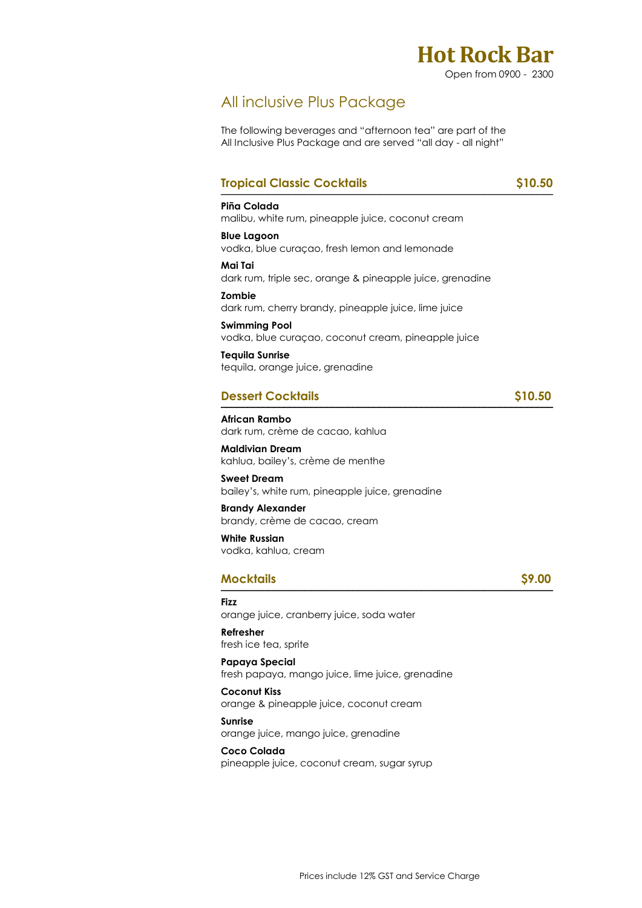# Hot Rock Bar

Open from 0900 - 2300

## All inclusive Plus Package

The following beverages and "afternoon tea" are part of the All Inclusive Plus Package and are served "all day - all night"

### Tropical Classic Cocktails — $10.50

**Piña Colada**
malibu, white rum, pineapple juice, coconut cream

**Blue Lagoon**
vodka, blue curaçao, fresh lemon and lemonade

**Mai Tai**
dark rum, triple sec, orange & pineapple juice, grenadine

**Zombie**
dark rum, cherry brandy, pineapple juice, lime juice

**Swimming Pool**
vodka, blue curaçao, coconut cream, pineapple juice

**Tequila Sunrise**
tequila, orange juice, grenadine

### Dessert Cocktails — $10.50

**African Rambo**
dark rum, crème de cacao, kahlua

**Maldivian Dream**
kahlua, bailey's, crème de menthe

**Sweet Dream**
bailey's, white rum, pineapple juice, grenadine

**Brandy Alexander**
brandy, crème de cacao, cream

**White Russian**
vodka, kahlua, cream

### Mocktails — $9.00

**Fizz**
orange juice, cranberry juice, soda water

**Refresher**
fresh ice tea, sprite

**Papaya Special**
fresh papaya, mango juice, lime juice, grenadine

**Coconut Kiss**
orange & pineapple juice, coconut cream

**Sunrise**
orange juice, mango juice, grenadine

**Coco Colada**
pineapple juice, coconut cream, sugar syrup

Prices include 12% GST and Service Charge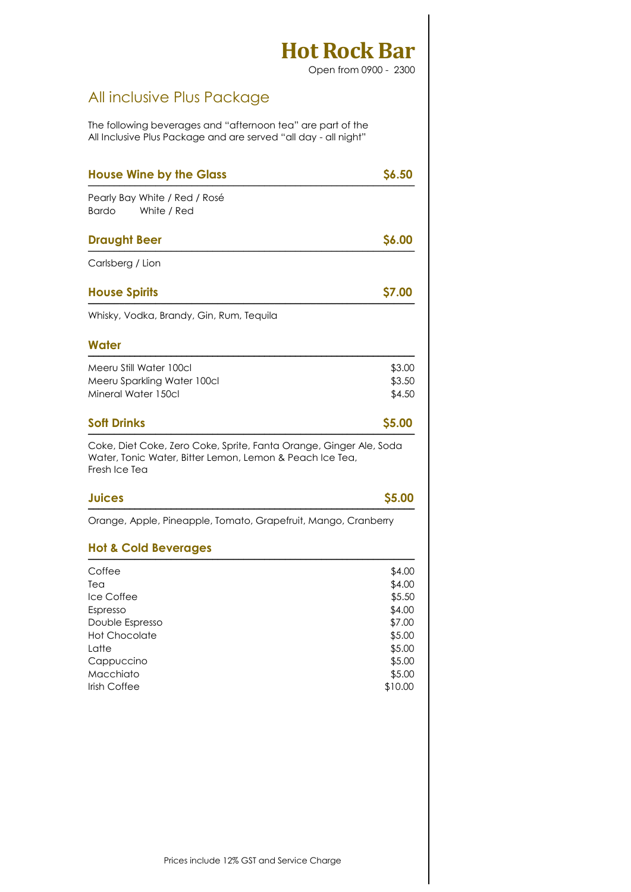# Hot Rock Bar

Open from 0900 - 2300

## All inclusive Plus Package

The following beverages and "afternoon tea" are part of the All Inclusive Plus Package and are served "all day - all night"

### House Wine by the Glass — $6.50

Pearly Bay White / Red / Rosé
Bardo White / Red

### Draught Beer — $6.00

Carlsberg / Lion

### House Spirits — $7.00

Whisky, Vodka, Brandy, Gin, Rum, Tequila

### Water

| Item | Price |
|---|---|
| Meeru Still Water 100cl | $3.00 |
| Meeru Sparkling Water 100cl | $3.50 |
| Mineral Water 150cl | $4.50 |

### Soft Drinks — $5.00

Coke, Diet Coke, Zero Coke, Sprite, Fanta Orange, Ginger Ale, Soda Water, Tonic Water, Bitter Lemon, Lemon & Peach Ice Tea, Fresh Ice Tea

### Juices — $5.00

Orange, Apple, Pineapple, Tomato, Grapefruit, Mango, Cranberry

### Hot & Cold Beverages

| Item | Price |
|---|---|
| Coffee | $4.00 |
| Tea | $4.00 |
| Ice Coffee | $5.50 |
| Espresso | $4.00 |
| Double Espresso | $7.00 |
| Hot Chocolate | $5.00 |
| Latte | $5.00 |
| Cappuccino | $5.00 |
| Macchiato | $5.00 |
| Irish Coffee | $10.00 |

Prices include 12% GST and Service Charge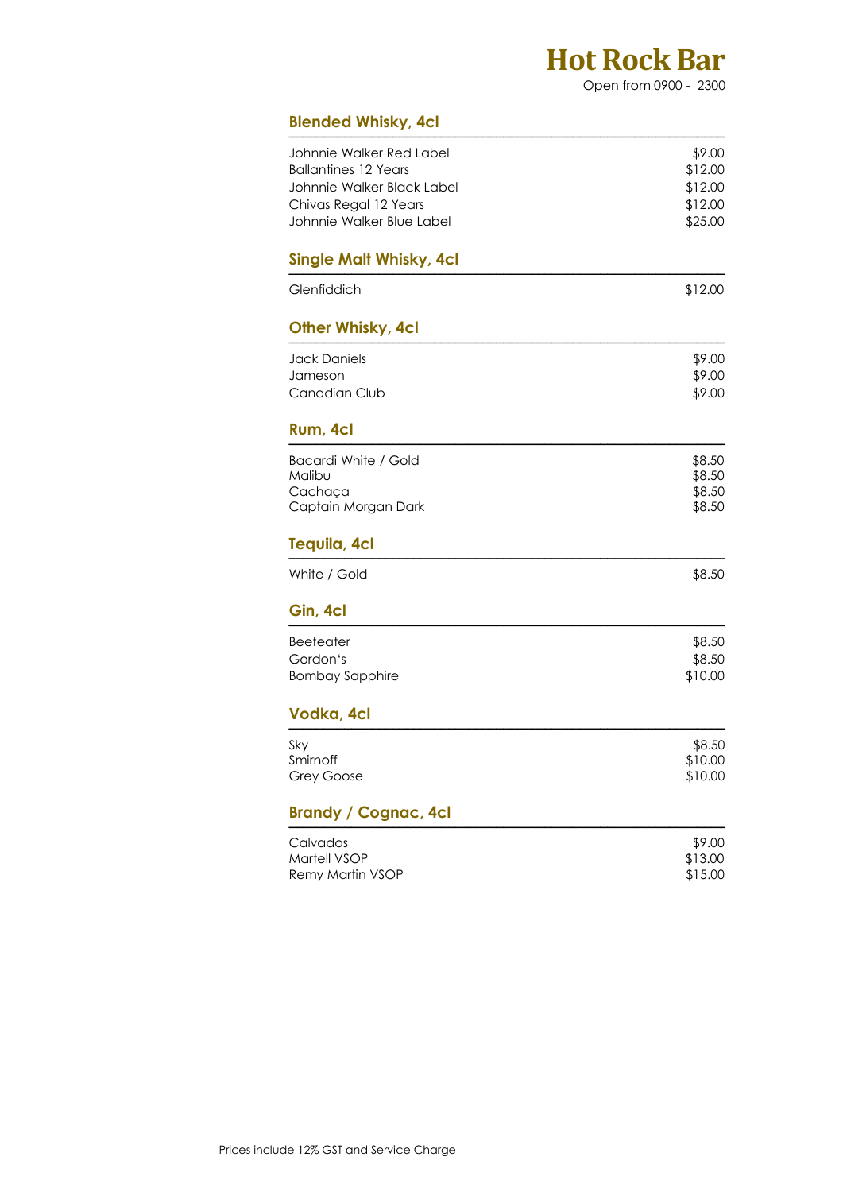# Hot Rock Bar

Open from 0900 - 2300

## Blended Whisky, 4cl

| | |
|---|---|
| Johnnie Walker Red Label | $9.00 |
| Ballantines 12 Years | $12.00 |
| Johnnie Walker Black Label | $12.00 |
| Chivas Regal 12 Years | $12.00 |
| Johnnie Walker Blue Label | $25.00 |

## Single Malt Whisky, 4cl

| | |
|---|---|
| Glenfiddich | $12.00 |

## Other Whisky, 4cl

| | |
|---|---|
| Jack Daniels | $9.00 |
| Jameson | $9.00 |
| Canadian Club | $9.00 |

## Rum, 4cl

| | |
|---|---|
| Bacardi White / Gold | $8.50 |
| Malibu | $8.50 |
| Cachaça | $8.50 |
| Captain Morgan Dark | $8.50 |

## Tequila, 4cl

| | |
|---|---|
| White / Gold | $8.50 |

## Gin, 4cl

| | |
|---|---|
| Beefeater | $8.50 |
| Gordon's | $8.50 |
| Bombay Sapphire | $10.00 |

## Vodka, 4cl

| | |
|---|---|
| Sky | $8.50 |
| Smirnoff | $10.00 |
| Grey Goose | $10.00 |

## Brandy / Cognac, 4cl

| | |
|---|---|
| Calvados | $9.00 |
| Martell VSOP | $13.00 |
| Remy Martin VSOP | $15.00 |

Prices include 12% GST and Service Charge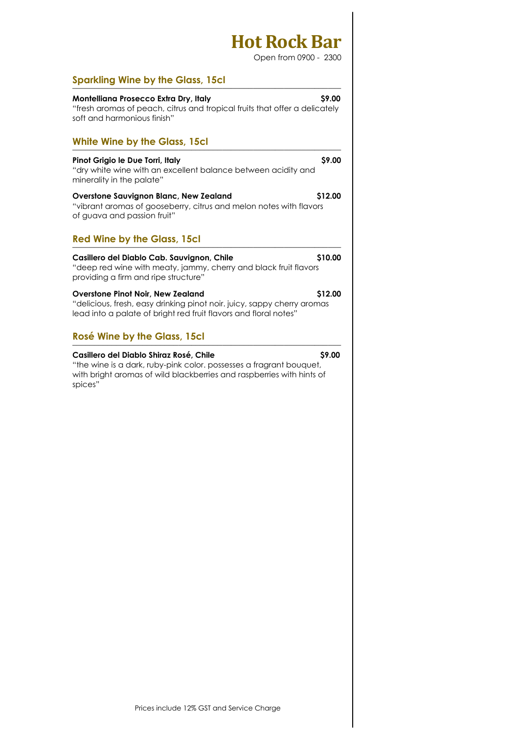# Hot Rock Bar

Open from 0900 - 2300

## Sparkling Wine by the Glass, 15cl

**Montelliana Prosecco Extra Dry, Italy** **$9.00**
"fresh aromas of peach, citrus and tropical fruits that offer a delicately soft and harmonious finish"

## White Wine by the Glass, 15cl

**Pinot Grigio le Due Torri, Italy** **$9.00**
"dry white wine with an excellent balance between acidity and minerality in the palate"

**Overstone Sauvignon Blanc, New Zealand** **$12.00**
"vibrant aromas of gooseberry, citrus and melon notes with flavors of guava and passion fruit"

## Red Wine by the Glass, 15cl

**Casillero del Diablo Cab. Sauvignon, Chile** **$10.00**
"deep red wine with meaty, jammy, cherry and black fruit flavors providing a firm and ripe structure"

**Overstone Pinot Noir, New Zealand** **$12.00**
"delicious, fresh, easy drinking pinot noir. juicy, sappy cherry aromas lead into a palate of bright red fruit flavors and floral notes"

## Rosé Wine by the Glass, 15cl

**Casillero del Diablo Shiraz Rosé, Chile** **$9.00**
"the wine is a dark, ruby-pink color. possesses a fragrant bouquet, with bright aromas of wild blackberries and raspberries with hints of spices"

Prices include 12% GST and Service Charge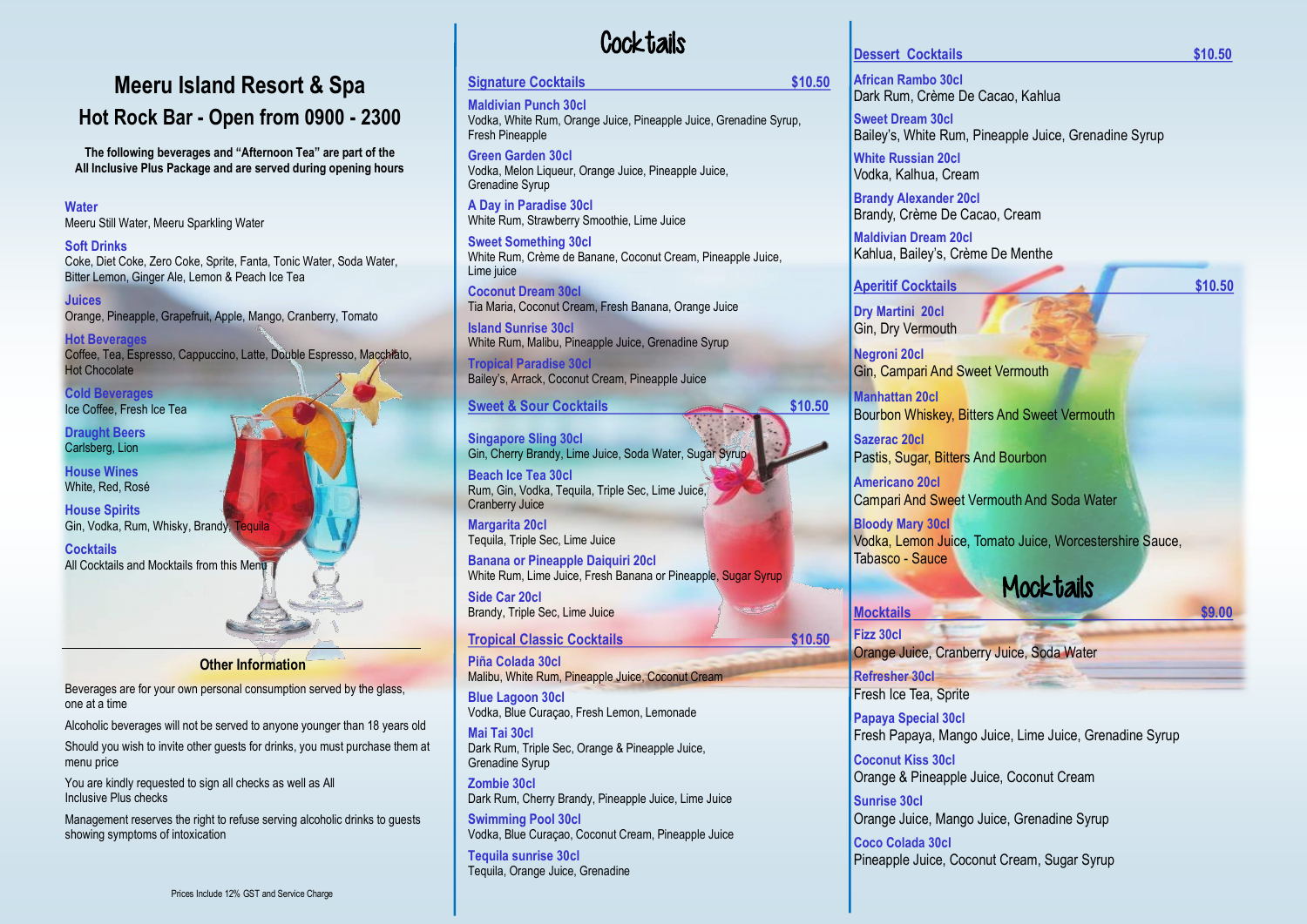# Meeru Island Resort & Spa

## Hot Rock Bar - Open from 0900 - 2300

**The following beverages and "Afternoon Tea" are part of the All Inclusive Plus Package and are served during opening hours**

**Water**
Meeru Still Water, Meeru Sparkling Water

**Soft Drinks**
Coke, Diet Coke, Zero Coke, Sprite, Fanta, Tonic Water, Soda Water, Bitter Lemon, Ginger Ale, Lemon & Peach Ice Tea

**Juices**
Orange, Pineapple, Grapefruit, Apple, Mango, Cranberry, Tomato

**Hot Beverages**
Coffee, Tea, Espresso, Cappuccino, Latte, Double Espresso, Macchiato, Hot Chocolate

**Cold Beverages**
Ice Coffee, Fresh Ice Tea

**Draught Beers**
Carlsberg, Lion

**House Wines**
White, Red, Rosé

**House Spirits**
Gin, Vodka, Rum, Whisky, Brandy, Tequila

**Cocktails**
All Cocktails and Mocktails from this Menu

### Other Information

Beverages are for your own personal consumption served by the glass, one at a time

Alcoholic beverages will not be served to anyone younger than 18 years old

Should you wish to invite other guests for drinks, you must purchase them at menu price

You are kindly requested to sign all checks as well as All Inclusive Plus checks

Management reserves the right to refuse serving alcoholic drinks to guests showing symptoms of intoxication

Prices Include 12% GST and Service Charge

# Cocktails

## Signature Cocktails — $10.50

**Maldivian Punch 30cl**
Vodka, White Rum, Orange Juice, Pineapple Juice, Grenadine Syrup, Fresh Pineapple

**Green Garden 30cl**
Vodka, Melon Liqueur, Orange Juice, Pineapple Juice, Grenadine Syrup

**A Day in Paradise 30cl**
White Rum, Strawberry Smoothie, Lime Juice

**Sweet Something 30cl**
White Rum, Crème de Banane, Coconut Cream, Pineapple Juice, Lime juice

**Coconut Dream 30cl**
Tia Maria, Coconut Cream, Fresh Banana, Orange Juice

**Island Sunrise 30cl**
White Rum, Malibu, Pineapple Juice, Grenadine Syrup

**Tropical Paradise 30cl**
Bailey's, Arrack, Coconut Cream, Pineapple Juice

## Sweet & Sour Cocktails — $10.50

**Singapore Sling 30cl**
Gin, Cherry Brandy, Lime Juice, Soda Water, Sugar Syrup

**Beach Ice Tea 30cl**
Rum, Gin, Vodka, Tequila, Triple Sec, Lime Juice, Cranberry Juice

**Margarita 20cl**
Tequila, Triple Sec, Lime Juice

**Banana or Pineapple Daiquiri 20cl**
White Rum, Lime Juice, Fresh Banana or Pineapple, Sugar Syrup

**Side Car 20cl**
Brandy, Triple Sec, Lime Juice

## Tropical Classic Cocktails — $10.50

**Piña Colada 30cl**
Malibu, White Rum, Pineapple Juice, Coconut Cream

**Blue Lagoon 30cl**
Vodka, Blue Curaçao, Fresh Lemon, Lemonade

**Mai Tai 30cl**
Dark Rum, Triple Sec, Orange & Pineapple Juice, Grenadine Syrup

**Zombie 30cl**
Dark Rum, Cherry Brandy, Pineapple Juice, Lime Juice

**Swimming Pool 30cl**
Vodka, Blue Curaçao, Coconut Cream, Pineapple Juice

**Tequila sunrise 30cl**
Tequila, Orange Juice, Grenadine

## Dessert Cocktails — $10.50

**African Rambo 30cl**
Dark Rum, Crème De Cacao, Kahlua

**Sweet Dream 30cl**
Bailey's, White Rum, Pineapple Juice, Grenadine Syrup

**White Russian 20cl**
Vodka, Kahlua, Cream

**Brandy Alexander 20cl**
Brandy, Crème De Cacao, Cream

**Maldivian Dream 20cl**
Kahlua, Bailey's, Crème De Menthe

## Aperitif Cocktails — $10.50

**Dry Martini 20cl**
Gin, Dry Vermouth

**Negroni 20cl**
Gin, Campari And Sweet Vermouth

**Manhattan 20cl**
Bourbon Whiskey, Bitters And Sweet Vermouth

**Sazerac 20cl**
Pastis, Sugar, Bitters And Bourbon

**Americano 20cl**
Campari And Sweet Vermouth And Soda Water

**Bloody Mary 30cl**
Vodka, Lemon Juice, Tomato Juice, Worcestershire Sauce, Tabasco - Sauce

# Mocktails

## Mocktails — $9.00

**Fizz 30cl**
Orange Juice, Cranberry Juice, Soda Water

**Refresher 30cl**
Fresh Ice Tea, Sprite

**Papaya Special 30cl**
Fresh Papaya, Mango Juice, Lime Juice, Grenadine Syrup

**Coconut Kiss 30cl**
Orange & Pineapple Juice, Coconut Cream

**Sunrise 30cl**
Orange Juice, Mango Juice, Grenadine Syrup

**Coco Colada 30cl**
Pineapple Juice, Coconut Cream, Sugar Syrup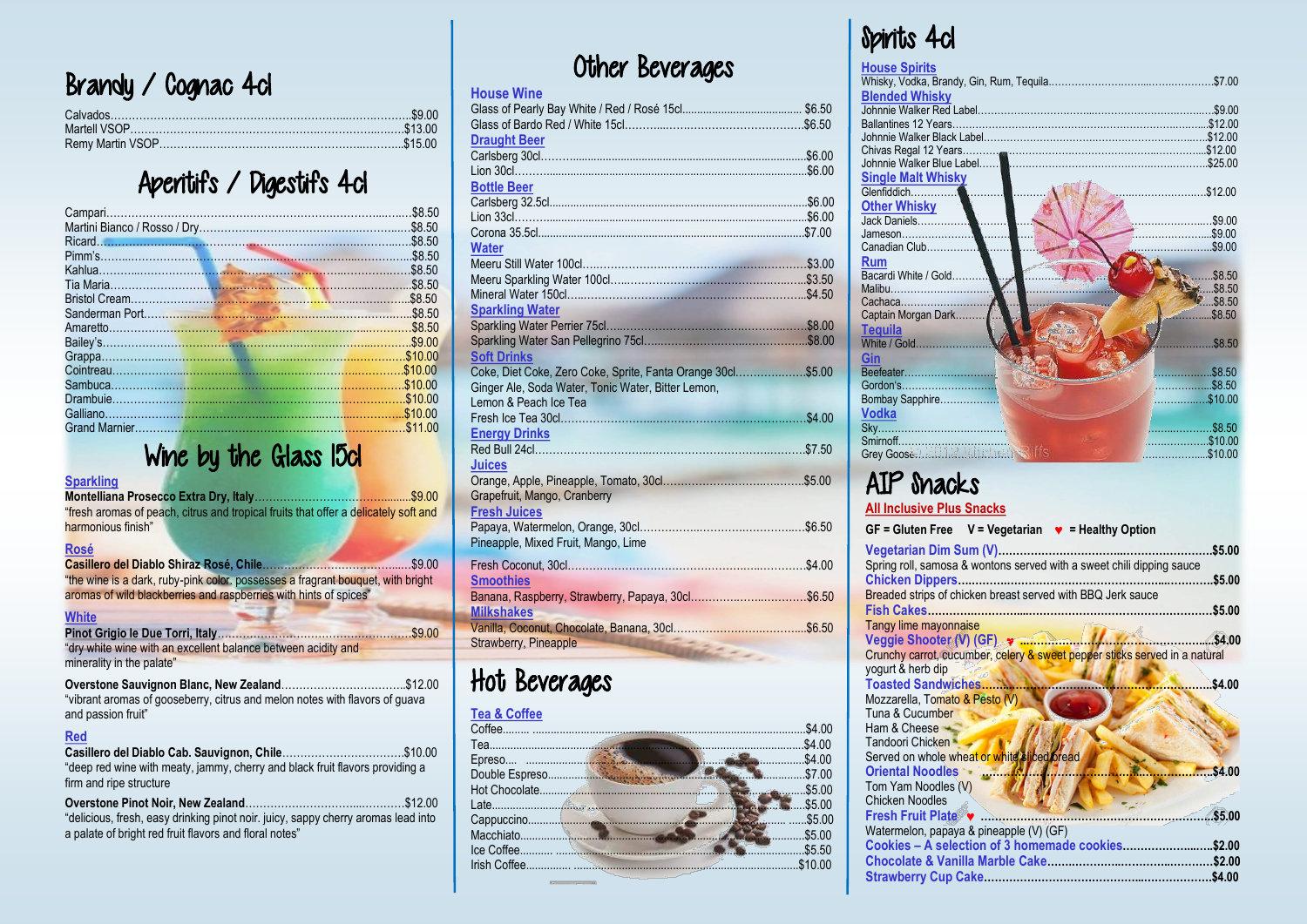# Brandy / Cognac 4cl

Calvados......$9.00
Martell VSOP......$13.00
Remy Martin VSOP......$15.00

# Aperitifs / Digestifs 4cl

Campari......$8.50
Martini Bianco / Rosso / Dry......$8.50
Ricard......$8.50
Pimm's......$8.50
Kahlua......$8.50
Tia Maria......$8.50
Bristol Cream......$8.50
Sanderman Port......$8.50
Amaretto......$8.50
Bailey's......$9.00
Grappa......$10.00
Cointreau......$10.00
Sambuca......$10.00
Drambuie......$10.00
Galliano......$10.00
Grand Marnier......$11.00

# Wine by the Glass 15cl

## Sparkling

**Montelliana Prosecco Extra Dry, Italy**......$9.00
"fresh aromas of peach, citrus and tropical fruits that offer a delicately soft and harmonious finish"

## Rosé

**Casillero del Diablo Shiraz Rosé, Chile**......$9.00
"the wine is a dark, ruby-pink color. possesses a fragrant bouquet, with bright aromas of wild blackberries and raspberries with hints of spices"

## White

**Pinot Grigio le Due Torri, Italy**......$9.00
"dry white wine with an excellent balance between acidity and mineralilty in the palate"

**Overstone Sauvignon Blanc, New Zealand**......$12.00
"vibrant aromas of gooseberry, citrus and melon notes with flavors of guava and passion fruit"

## Red

**Casillero del Diablo Cab. Sauvignon, Chile**......$10.00
"deep red wine with meaty, jammy, cherry and black fruit flavors providing a firm and ripe structure

**Overstone Pinot Noir, New Zealand**......$12.00
"delicious, fresh, easy drinking pinot noir. juicy, sappy cherry aromas lead into a palate of bright red fruit flavors and floral notes"

# Other Beverages

## House Wine

Glass of Pearly Bay White / Red / Rosé 15cl......$6.50
Glass of Bardo Red / White 15cl......$6.50

## Draught Beer

Carlsberg 30cl......$6.00
Lion 30cl......$6.00

## Bottle Beer

Carlsberg 32.5cl......$6.00
Lion 33cl......$6.00
Corona 35.5cl......$7.00

## Water

Meeru Still Water 100cl......$3.00
Meeru Sparkling Water 100cl......$3.50
Mineral Water 150cl......$4.50

## Sparkling Water

Sparkling Water Perrier 75cl......$8.00
Sparkling Water San Pellegrino 75cl......$8.00

## Soft Drinks

Coke, Diet Coke, Zero Coke, Sprite, Fanta Orange 30cl......$5.00
Ginger Ale, Soda Water, Tonic Water, Bitter Lemon,
Lemon & Peach Ice Tea
Fresh Ice Tea 30cl......$4.00

## Energy Drinks

Red Bull 24cl......$7.50

## Juices

Orange, Apple, Pineapple, Tomato, 30cl......$5.00
Grapefruit, Mango, Cranberry

## Fresh Juices

Papaya, Watermelon, Orange, 30cl......$6.50
Pineapple, Mixed Fruit, Mango, Lime

Fresh Coconut, 30cl......$4.00

## Smoothies

Banana, Raspberry, Strawberry, Papaya, 30cl......$6.50

## Milkshakes

Vanilla, Coconut, Chocolate, Banana, 30cl......$6.50
Strawberry, Pineapple

# Hot Beverages

## Tea & Coffee

Coffee......$4.00
Tea......$4.00
Epreso......$4.00
Double Espreso......$7.00
Hot Chocolate......$5.00
Late......$5.00
Cappuccino......$5.00
Macchiato......$5.00
Ice Coffee......$5.50
Irish Coffee......$10.00

# Spirits 4cl

## House Spirits

Whisky, Vodka, Brandy, Gin, Rum, Tequila......$7.00

## Blended Whisky

Johnnie Walker Red Label......$9.00
Ballantines 12 Years......$12.00
Johnnie Walker Black Label......$12.00
Chivas Regal 12 Years......$12.00
Johnnie Walker Blue Label......$25.00

## Single Malt Whisky

Glenfiddich......$12.00

## Other Whisky

Jack Daniels......$9.00
Jameson......$9.00
Canadian Club......$9.00

## Rum

Bacardi White / Gold......$8.50
Malibu......$8.50
Cachaca......$8.50
Captain Morgan Dark......$8.50

## Tequila

White / Gold......$8.50

## Gin

Beefeater......$8.50
Gordon's......$8.50
Bombay Sapphire......$10.00

## Vodka

Sky......$8.50
Smirnoff......$10.00
Grey Goose......$10.00

# AIP Snacks

## All Inclusive Plus Snacks

**GF = Gluten Free V = Vegetarian ♥ = Healthy Option**

**Vegetarian Dim Sum (V)**......**$5.00**
Spring roll, samosa & wontons served with a sweet chili dipping sauce

**Chicken Dippers**......**$5.00**
Breaded strips of chicken breast served with BBQ Jerk sauce

**Fish Cakes**......**$5.00**
Tangy lime mayonnaise

**Veggie Shooter (V) (GF)** ♥......**$4.00**
Crunchy carrot, cucumber, celery & sweet pepper sticks served in a natural yogurt & herb dip

**Toasted Sandwiches**......**$4.00**
Mozzarella, Tomato & Pesto (V)
Tuna & Cucumber
Ham & Cheese
Tandoori Chicken
Served on whole wheat or white sliced bread

**Oriental Noodles**......**$4.00**
Tom Yam Noodles (V)
Chicken Noodles

**Fresh Fruit Plate** ♥......**$5.00**
Watermelon, papaya & pineapple (V) (GF)

**Cookies – A selection of 3 homemade cookies**......**$2.00**

**Chocolate & Vanilla Marble Cake**......**$2.00**

**Strawberry Cup Cake**......**$4.00**